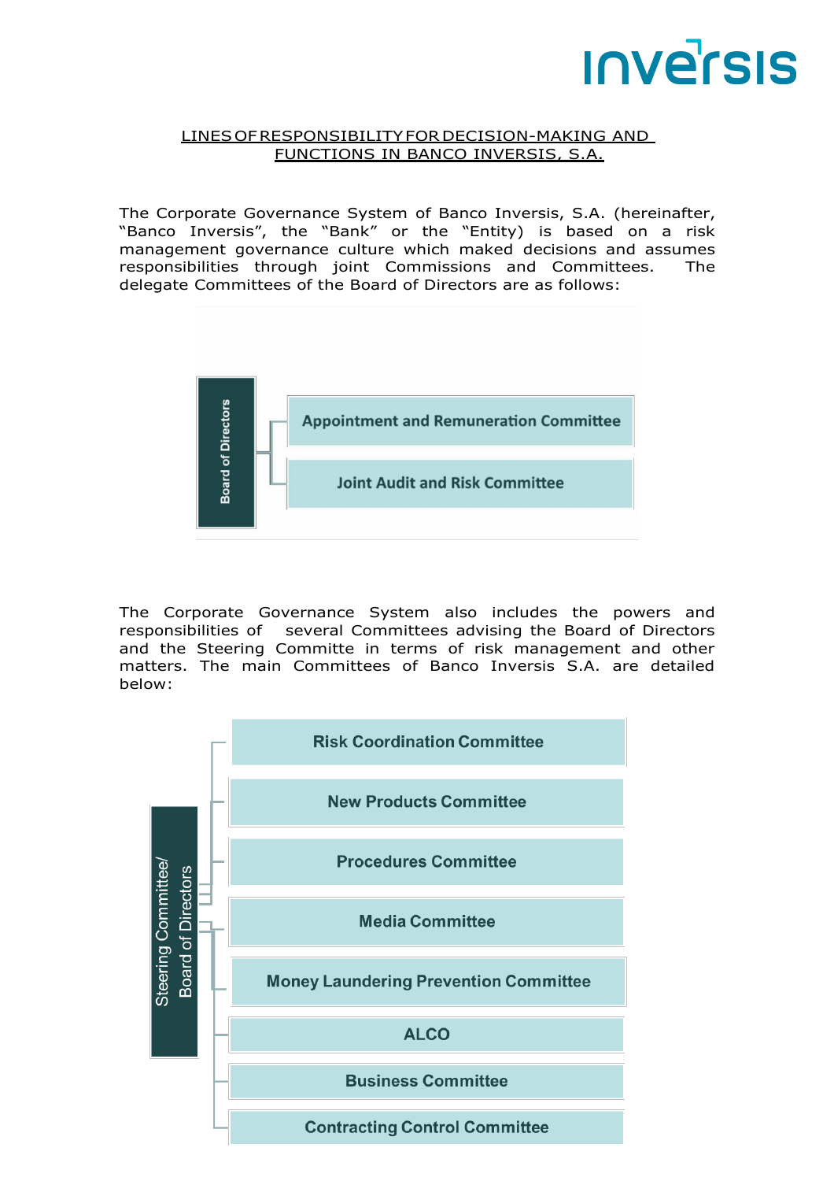# LINES OF RESPONSIBILITY FOR DECISION-MAKING AND FUNCTIONS IN BANCO INVERSIS, S.A.

The Corporate Governance System of Banco Inversis, S.A. (hereinafter, "Banco Inversis", the "Bank" or the "Entity) is based on a risk management governance culture which maked decisions and assumes responsibilities through joint Commissions and Committees. The delegate Committees of the Board of Directors are as follows:

- **Board of Directors**
  - Appointment and Remuneration Committee
  - Joint Audit and Risk Committee

The Corporate Governance System also includes the powers and responsibilities of several Committees advising the Board of Directors and the Steering Committe in terms of risk management and other matters. The main Committees of Banco Inversis S.A. are detailed below:

- **Steering Committee/ Board of Directors**
  - Risk Coordination Committee
  - New Products Committee
  - Procedures Committee
  - Media Committee
  - Money Laundering Prevention Committee
  - ALCO
  - Business Committee
  - Contracting Control Committee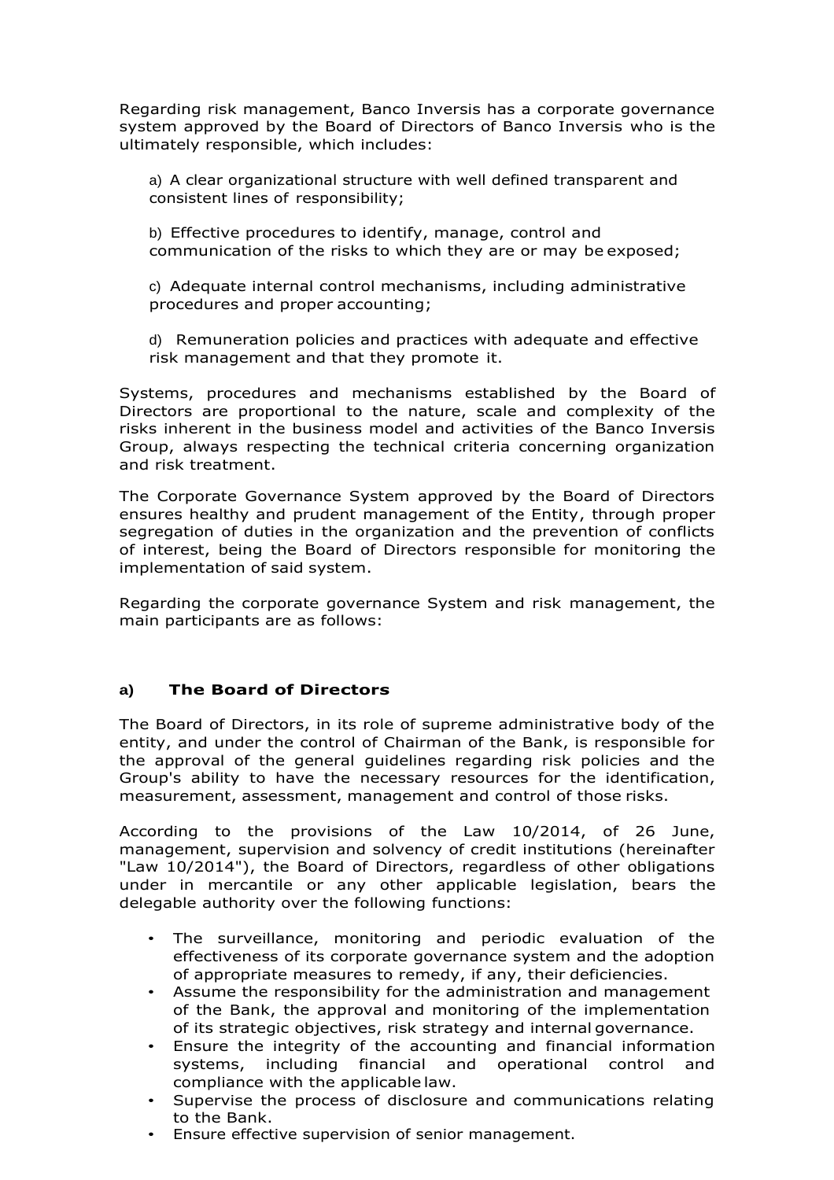Regarding risk management, Banco Inversis has a corporate governance system approved by the Board of Directors of Banco Inversis who is the ultimately responsible, which includes:

a) A clear organizational structure with well defined transparent and consistent lines of responsibility;

b) Effective procedures to identify, manage, control and communication of the risks to which they are or may be exposed;

c) Adequate internal control mechanisms, including administrative procedures and proper accounting;

d) Remuneration policies and practices with adequate and effective risk management and that they promote it.

Systems, procedures and mechanisms established by the Board of Directors are proportional to the nature, scale and complexity of the risks inherent in the business model and activities of the Banco Inversis Group, always respecting the technical criteria concerning organization and risk treatment.

The Corporate Governance System approved by the Board of Directors ensures healthy and prudent management of the Entity, through proper segregation of duties in the organization and the prevention of conflicts of interest, being the Board of Directors responsible for monitoring the implementation of said system.

Regarding the corporate governance System and risk management, the main participants are as follows:

### a) The Board of Directors

The Board of Directors, in its role of supreme administrative body of the entity, and under the control of Chairman of the Bank, is responsible for the approval of the general guidelines regarding risk policies and the Group's ability to have the necessary resources for the identification, measurement, assessment, management and control of those risks.

According to the provisions of the Law 10/2014, of 26 June, management, supervision and solvency of credit institutions (hereinafter "Law 10/2014"), the Board of Directors, regardless of other obligations under in mercantile or any other applicable legislation, bears the delegable authority over the following functions:

- The surveillance, monitoring and periodic evaluation of the effectiveness of its corporate governance system and the adoption of appropriate measures to remedy, if any, their deficiencies.
- Assume the responsibility for the administration and management of the Bank, the approval and monitoring of the implementation of its strategic objectives, risk strategy and internal governance.
- Ensure the integrity of the accounting and financial information systems, including financial and operational control and compliance with the applicable law.
- Supervise the process of disclosure and communications relating to the Bank.
- Ensure effective supervision of senior management.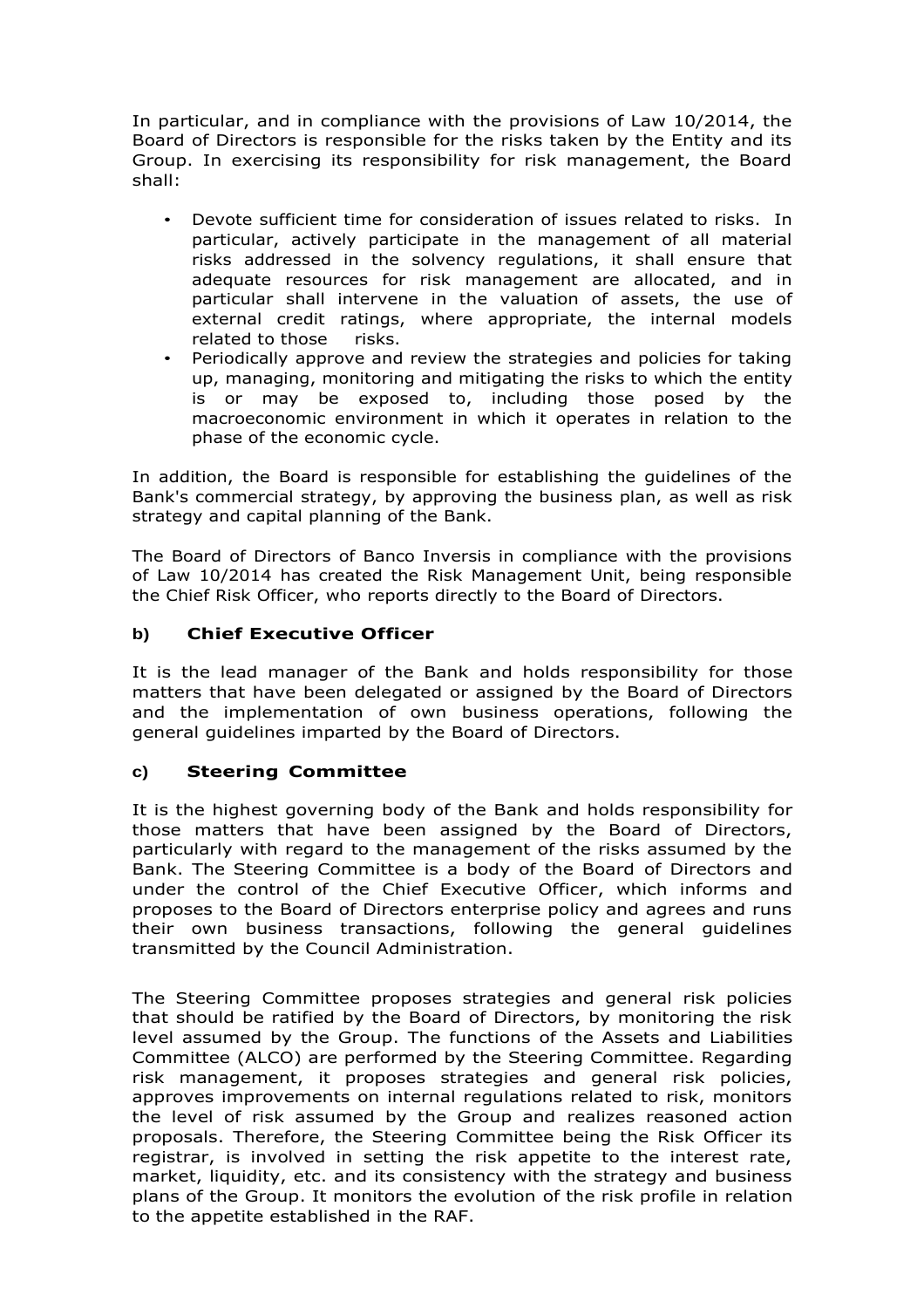In particular, and in compliance with the provisions of Law 10/2014, the Board of Directors is responsible for the risks taken by the Entity and its Group. In exercising its responsibility for risk management, the Board shall:

- Devote sufficient time for consideration of issues related to risks. In particular, actively participate in the management of all material risks addressed in the solvency regulations, it shall ensure that adequate resources for risk management are allocated, and in particular shall intervene in the valuation of assets, the use of external credit ratings, where appropriate, the internal models related to those risks.
- Periodically approve and review the strategies and policies for taking up, managing, monitoring and mitigating the risks to which the entity is or may be exposed to, including those posed by the macroeconomic environment in which it operates in relation to the phase of the economic cycle.

In addition, the Board is responsible for establishing the guidelines of the Bank's commercial strategy, by approving the business plan, as well as risk strategy and capital planning of the Bank.

The Board of Directors of Banco Inversis in compliance with the provisions of Law 10/2014 has created the Risk Management Unit, being responsible the Chief Risk Officer, who reports directly to the Board of Directors.

### b) Chief Executive Officer

It is the lead manager of the Bank and holds responsibility for those matters that have been delegated or assigned by the Board of Directors and the implementation of own business operations, following the general guidelines imparted by the Board of Directors.

### c) Steering Committee

It is the highest governing body of the Bank and holds responsibility for those matters that have been assigned by the Board of Directors, particularly with regard to the management of the risks assumed by the Bank. The Steering Committee is a body of the Board of Directors and under the control of the Chief Executive Officer, which informs and proposes to the Board of Directors enterprise policy and agrees and runs their own business transactions, following the general guidelines transmitted by the Council Administration.

The Steering Committee proposes strategies and general risk policies that should be ratified by the Board of Directors, by monitoring the risk level assumed by the Group. The functions of the Assets and Liabilities Committee (ALCO) are performed by the Steering Committee. Regarding risk management, it proposes strategies and general risk policies, approves improvements on internal regulations related to risk, monitors the level of risk assumed by the Group and realizes reasoned action proposals. Therefore, the Steering Committee being the Risk Officer its registrar, is involved in setting the risk appetite to the interest rate, market, liquidity, etc. and its consistency with the strategy and business plans of the Group. It monitors the evolution of the risk profile in relation to the appetite established in the RAF.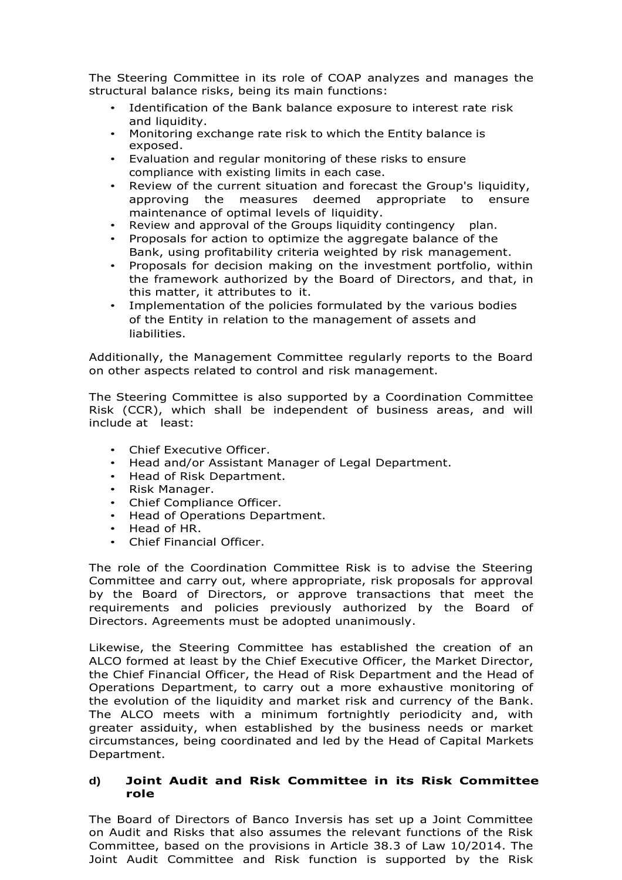The Steering Committee in its role of COAP analyzes and manages the structural balance risks, being its main functions:

- Identification of the Bank balance exposure to interest rate risk and liquidity.
- Monitoring exchange rate risk to which the Entity balance is exposed.
- Evaluation and regular monitoring of these risks to ensure compliance with existing limits in each case.
- Review of the current situation and forecast the Group's liquidity, approving the measures deemed appropriate to ensure maintenance of optimal levels of liquidity.
- Review and approval of the Groups liquidity contingency plan.
- Proposals for action to optimize the aggregate balance of the Bank, using profitability criteria weighted by risk management.
- Proposals for decision making on the investment portfolio, within the framework authorized by the Board of Directors, and that, in this matter, it attributes to it.
- Implementation of the policies formulated by the various bodies of the Entity in relation to the management of assets and liabilities.

Additionally, the Management Committee regularly reports to the Board on other aspects related to control and risk management.

The Steering Committee is also supported by a Coordination Committee Risk (CCR), which shall be independent of business areas, and will include at least:

- Chief Executive Officer.
- Head and/or Assistant Manager of Legal Department.
- Head of Risk Department.
- Risk Manager.
- Chief Compliance Officer.
- Head of Operations Department.
- Head of HR.
- Chief Financial Officer.

The role of the Coordination Committee Risk is to advise the Steering Committee and carry out, where appropriate, risk proposals for approval by the Board of Directors, or approve transactions that meet the requirements and policies previously authorized by the Board of Directors. Agreements must be adopted unanimously.

Likewise, the Steering Committee has established the creation of an ALCO formed at least by the Chief Executive Officer, the Market Director, the Chief Financial Officer, the Head of Risk Department and the Head of Operations Department, to carry out a more exhaustive monitoring of the evolution of the liquidity and market risk and currency of the Bank. The ALCO meets with a minimum fortnightly periodicity and, with greater assiduity, when established by the business needs or market circumstances, being coordinated and led by the Head of Capital Markets Department.

#### d) Joint Audit and Risk Committee in its Risk Committee role

The Board of Directors of Banco Inversis has set up a Joint Committee on Audit and Risks that also assumes the relevant functions of the Risk Committee, based on the provisions in Article 38.3 of Law 10/2014. The Joint Audit Committee and Risk function is supported by the Risk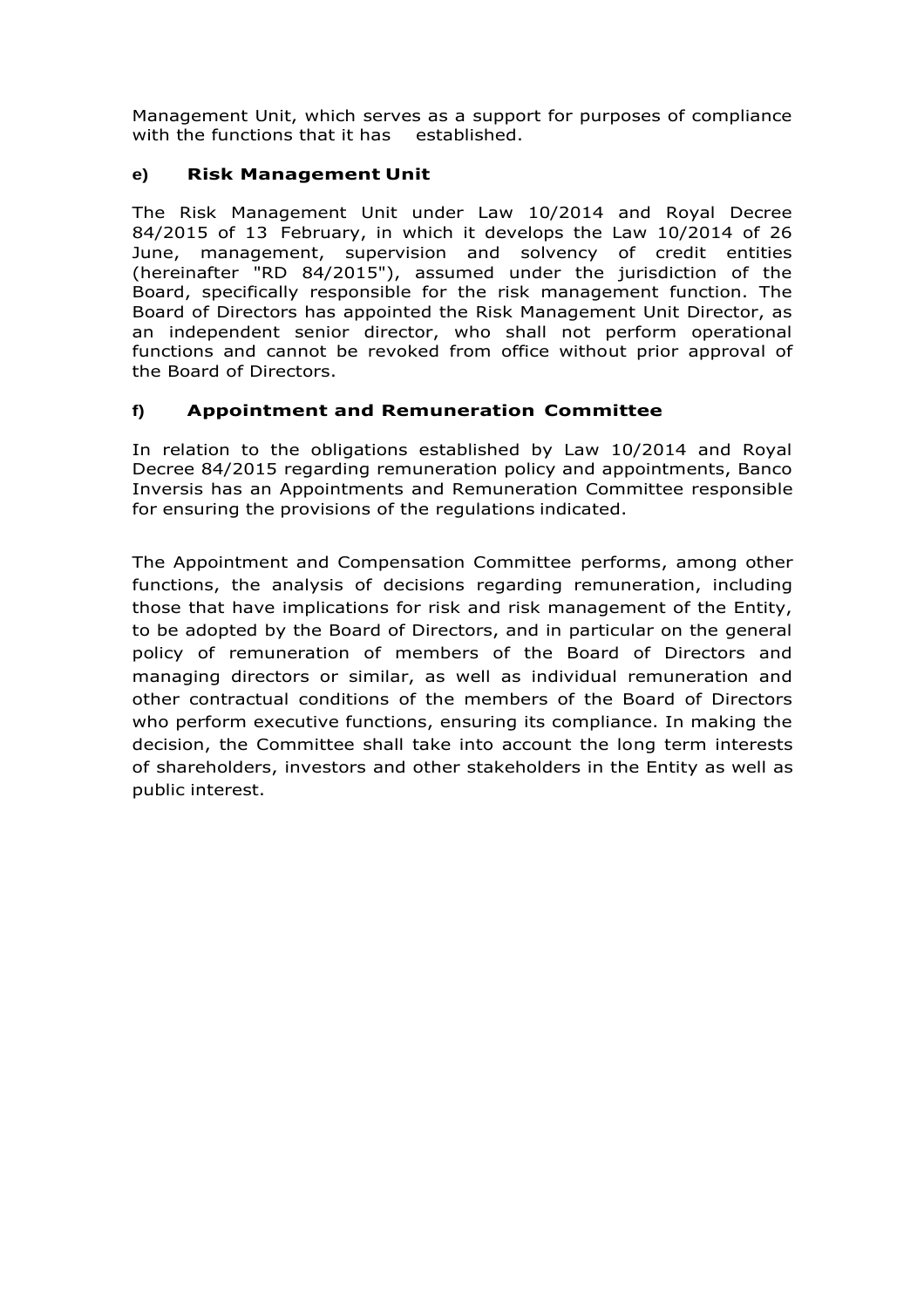Management Unit, which serves as a support for purposes of compliance with the functions that it has established.

#### e) Risk Management Unit

The Risk Management Unit under Law 10/2014 and Royal Decree 84/2015 of 13 February, in which it develops the Law 10/2014 of 26 June, management, supervision and solvency of credit entities (hereinafter "RD 84/2015"), assumed under the jurisdiction of the Board, specifically responsible for the risk management function. The Board of Directors has appointed the Risk Management Unit Director, as an independent senior director, who shall not perform operational functions and cannot be revoked from office without prior approval of the Board of Directors.

#### f) Appointment and Remuneration Committee

In relation to the obligations established by Law 10/2014 and Royal Decree 84/2015 regarding remuneration policy and appointments, Banco Inversis has an Appointments and Remuneration Committee responsible for ensuring the provisions of the regulations indicated.

The Appointment and Compensation Committee performs, among other functions, the analysis of decisions regarding remuneration, including those that have implications for risk and risk management of the Entity, to be adopted by the Board of Directors, and in particular on the general policy of remuneration of members of the Board of Directors and managing directors or similar, as well as individual remuneration and other contractual conditions of the members of the Board of Directors who perform executive functions, ensuring its compliance. In making the decision, the Committee shall take into account the long term interests of shareholders, investors and other stakeholders in the Entity as well as public interest.